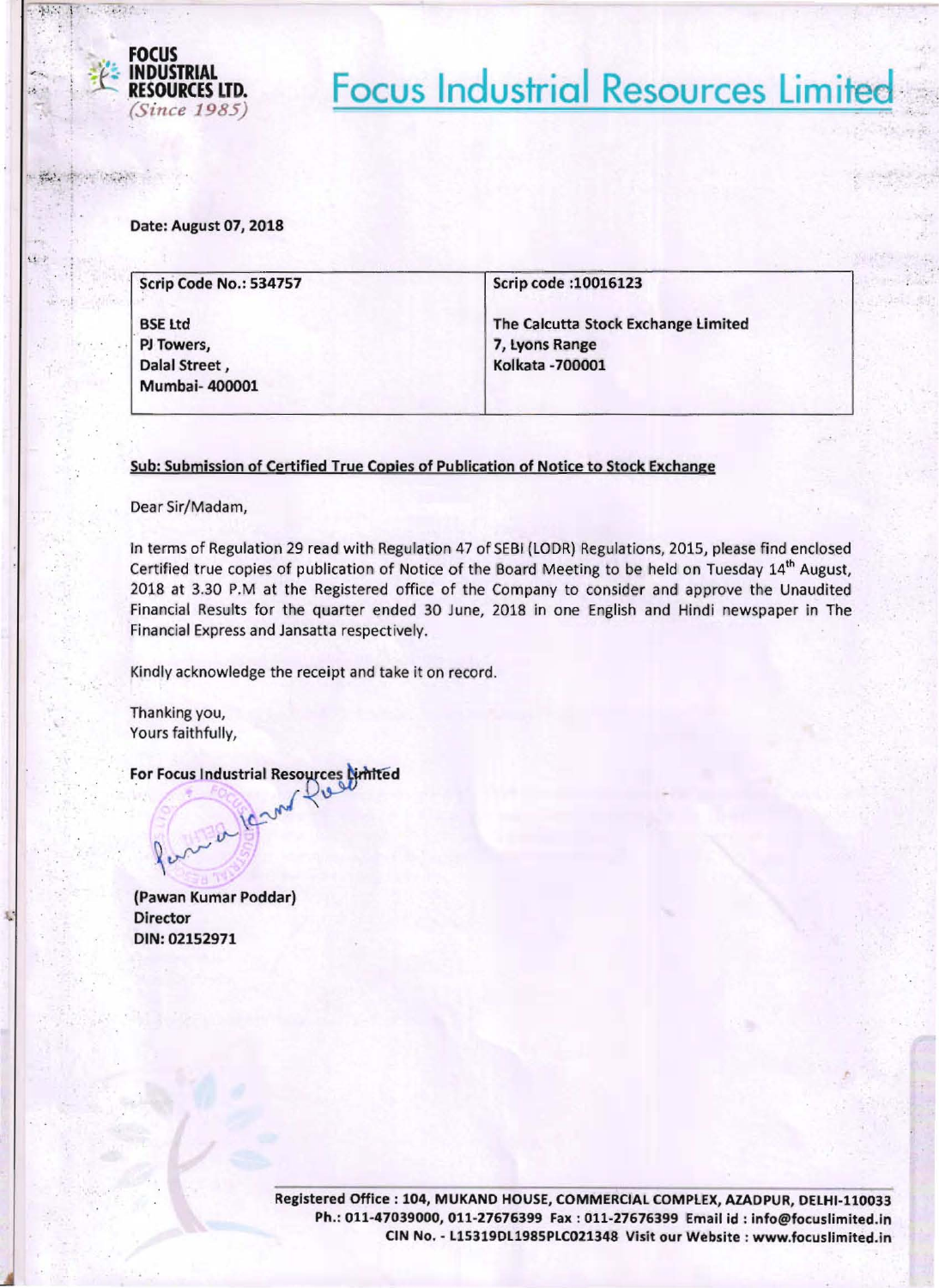**FOCUS INDUSTRIAL RESOURCES LTD.**
*(Since 1985)*

# Focus Industrial Resources Limited

**Date: August 07, 2018**

| **Scrip Code No.: 534757** | **Scrip code :10016123** |
|---|---|
| **BSE Ltd**<br>**PJ Towers,**<br>**Dalal Street ,**<br>**Mumbai- 400001** | **The Calcutta Stock Exchange Limited**<br>**7, Lyons Range**<br>**Kolkata -700001** |

**Sub: Submission of Certified True Copies of Publication of Notice to Stock Exchange**

Dear Sir/Madam,

In terms of Regulation 29 read with Regulation 47 of SEBI (LODR) Regulations, 2015, please find enclosed Certified true copies of publication of Notice of the Board Meeting to be held on Tuesday 14th August, 2018 at 3.30 P.M at the Registered office of the Company to consider and approve the Unaudited Financial Results for the quarter ended 30 June, 2018 in one English and Hindi newspaper in The Financial Express and Jansatta respectively.

Kindly acknowledge the receipt and take it on record.

Thanking you,
Yours faithfully,

**For Focus Industrial Resources Limited**

**(Pawan Kumar Poddar)**
**Director**
**DIN: 02152971**

**Registered Office : 104, MUKAND HOUSE, COMMERCIAL COMPLEX, AZADPUR, DELHI-110033**
**Ph.: 011-47039000, 011-27676399 Fax : 011-27676399 Email id : info@focuslimited.in**
**CIN No. - L15319DL1985PLC021348 Visit our Website : www.focuslimited.in**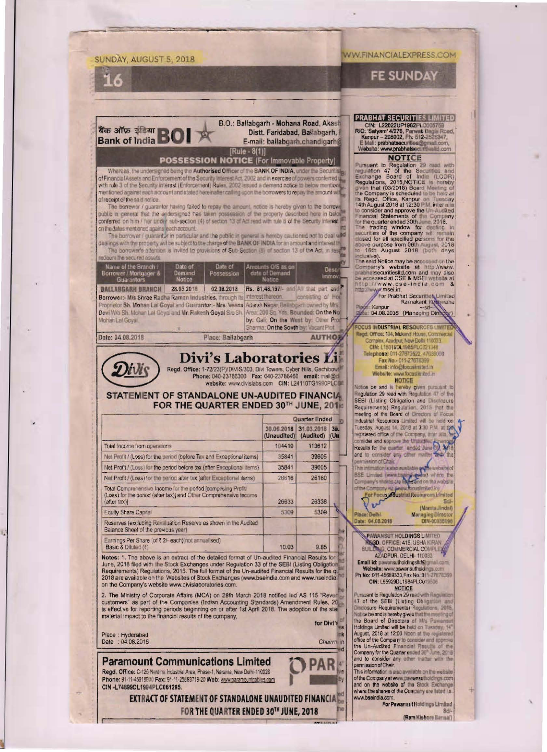## बैंक ऑफ इंडिया Bank of India BOI

B.O.: Ballabgarh - Mohana Road, Akash

Distt. Faridabad, Ballabgarh,

E-mail: ballabgarh.chandigarh@

[Rule - 8(1)]

### POSSESSION NOTICE (For Immovable Property)

Whereas, the undersigned being the Authorised Officer of the BANK OF INDIA, under the Securitisation of Financial Assets and Enforcement of the Security Interest Act, 2002 and in exercise of powers conferred u/s with rule 3 of the Security Interest (Enforcement) Rules, 2002 issued a demand notice to below mentioned mentioned against each account and stated hereinafter calling upon the borrowers to repay the amount with of receipt of the said notice.

The borrower / guarantor having failed to repay the amount, notice is hereby given to the borrower public in general that the undersigned has taken possession of the property described here in below conferred on him / her under sub-section (4) of section 13 of Act read with rule 8 of the Security Interest on the dates mentioned against each account.

The borrower / guarantor in particular and the public in general is hereby cautioned not to deal with dealings with the property will be subject to the charge of the BANK OF INDIA for an amount and interest th

The borrower's attention is invited to provisions of Sub-Section (8) of section 13 of the Act, in resp redeem the secured assets.

| Name of the Branch / Borrower / Mortgager & Guarantors | Date of Demand Notice | Date of Possession | Amounts O/S as on date of Demand Notice | Descr Immov |
|---|---|---|---|---|
| BALLABGARH BRANCH | 28.05.2018 | 02.08.2018 | Rs. 81,48,197/- and interest thereon. | All that part and consisting of Ho |
| Borrower:- M/s Shree Radha Raman Industries, through its Proprietor Sh. Mohan Lal Goyal and Guarantor:- Mrs. Veena Devi W/o Sh. Mohan Lal Goyal and Mr. Rakesh Goyal S/o Sh. Mohan Lal Goyal. | | | | Adarsh Nagar, Ballabgarh owned by Mrs. Area: 200 Sq. Yds. Bounded: On the No by: Gali; On the West by: Other Pro Sharma; On the South by: Vacant Plot |

Date: 04.08.2018 Place: Ballabgarh AUTHO

---

## Divi's Laboratories Li

Regd. Office: 1-72/23(P)/DIVIS/303, Divi Towers, Cyber Hills, Gachibowl

Phone: 040-23786300 Fax: 040-23786460 email: mail@d

website: www.divislabs.com CIN: L24110TG1990PLC

### STATEMENT OF STANDALONE UN-AUDITED FINANCIA FOR THE QUARTER ENDED 30TH JUNE, 201

| | Quarter Ended | | |
|---|---|---|---|
| | 30.06.2018 (Unaudited) | 31.03.2018 (Audited) | 30. (Un |
| Total Income from operations | 104410 | 113612 | |
| Net Profit / (Loss) for the period (before Tax and Exceptional items) | 35841 | 39605 | |
| Net Profit / (Loss) for the period before tax (after Exceptional items) | 35841 | 39605 | |
| Net Profit / (Loss) for the period after tax (after Exceptional items) | 26616 | 26160 | |
| Total Comprehensive Income for the period [comprising Profit/ (Loss) for the period (after tax)] and Other Comprehensive Income (after tax)] | 26633 | 26338 | |
| Equity Share Capital | 5309 | 5309 | |
| Reserves (excluding Revaluation Reserve as shown in the Audited Balance Sheet of the previous year) | | | |
| Earnings Per Share (of ₹ 2/- each)(not annualised) Basic & Diluted (₹) | 10.03 | 9.85 | |

Notes: 1. The above is an extract of the detailed format of Un-audited Financial Results for June, 2018 filed with the Stock Exchanges under Regulation 33 of the SEBI (Listing Obligation Requirements) Regulations, 2015. The full format of the Un-audited Financial Results for the qu 2018 are available on the Websites of Stock Exchanges (www.bseindia.com and www.nseindia. on the Company's website www.divislaboratories.com.

2. The Ministry of Corporate Affairs (MCA) on 28th March 2018 notified Ind AS 115 "Rever customers" as part of the Companies (Indian Accounting Standards) Amendment Rules, 20 is effective for reporting periods beginning on or after 1st April 2018. The adoption of the sta material impact to the financial results of the company.

for Divi's

Place : Hyderabad
Date : 04.08.2018

Chairm

---

## Paramount Communications Limited

Regd. Office: C-125 Naraina Industrial Area, Phase-1, Naraina, New Delhi-110028
Phone: 91-11-45618800 Fax: 91-11-25893719-20 Web: www.paramountcables.com
CIN -L74899DL1994PLC061295.

### EXTRACT OF STATEMENT OF STANDALONE UNAUDITED FINANCIA FOR THE QUARTER ENDED 30TH JUNE, 2018

---

## PRABHAT SECURITIES LIMITED

CIN: L22022UP1982PLC005759
R/O: 'Satyam' 4/276, Parwati Bagla Road, Kanpur – 208002, Ph: 512-2526347,
E Mail: prabhatsecurities@gmail.com,
Website: www.prabhatsecuritiesltd.com

### NOTICE

Pursuant to Regulation 29 read with regulation 47 of the Securities and Exchange Board of India (LODR) Regulations, 2015,NOTICE is hereby given that (03/2018) Board Meeting of the Company is scheduled to be held at its Regd. Office, Kanpur on Tuesday 14th August 2018 at 12:30 P.M, inter alia to consider and approve the Un-Audited Financial Statements of the Company for the quarter ended 30th June, 2018.

The trading window for dealing in securities of the company will remain closed for all specified persons for the above purpose from 06th August, 2018 to 16th August 2018 (both days inclusive).

The said Notice may be accessed on the Company's website at http://www.prabhatsecuritiesltd.com and may also be accessed at CSE & MSEI website at http://www.cse-india.com & http://www.msei.in.

For Prabhat Securities Limited
Ramakant Kanwaha
-sd-
Place: Kanpur
Date: 04.08.2018 (Managing Director)

---

## FOCUS INDUSTRIAL RESOURCES LIMITED

Regd. Office: 104, Mukand House, Commercial Complex, Azadpur, New Delhi 110033.
CIN: L15319DL1985PLC021348
Telephone: 011-27673522, 47030000
Fax No.- 011-27676399
Email: info@focuslimited.in
Website: www.focuslimited.in

### NOTICE

Notice be and is hereby given pursuant to Regulation 29 read with Regulation 47 of the SEBI (Listing Obligation and Disclosure Requirements) Regulation, 2015 that the meeting of the Board of Directors of Focus Industrial Resources Limited will be held on Tuesday, August 14, 2018 at 3:30 P.M. at the registered office of the Company, inter alia, to consider and approve the Unaudited Financial Results for the quarter ended June 30, 2018 and to consider any other matter with the permission of Chair.

This intimation is also available on the website of BSE Limited (www.bseindia.com) where the Company's shares are listed and on the website of the Company viz www.focuslimited.in.

For Focus Industrial Resources Limited
Sd/-
(Mamta Jindal)
Managing Director
DIN-00085096

Place: Delhi
Date: 04.08.2018

---

## PAWANSUT HOLDINGS LIMITED

REGD. OFFICE: 415, USHA KIRAN BUILDING, COMMERCIAL COMPLEX, AZADPUR, DELHI- 110033
Email id: pawansutholdingsltd@gmail.com,
Website: www.pawansutholdings.com
Ph No: 011-45689333,Fax No. 011-27676399
CIN: L65929DL1984PLC019506

### NOTICE

Pursuant to Regulation 29 read with Regulation 47 of the SEBI (Listing Obligation and Disclosure Requirements) Regulations, 2015, Notice be and is hereby given that the meeting of the Board of Directors of M/s Pawansut Holdings Limited will be held on Tuesday, 14th August, 2018 at 12:00 Noon at the registered office of the Company to consider and approve the Un-Audited Financial Results of the Company for the Quarter ended 30th June, 2018 and to consider any other matter with the permission of Chair.

This information is also available on the website of the Company at www.pawansutholdings.com and on the website of the Stock Exchange where the shares of the Company are listed i.e. www.bseindia.com.

For Pawansut Holdings Limited
Sd/-
(Ram Kishore Bansal)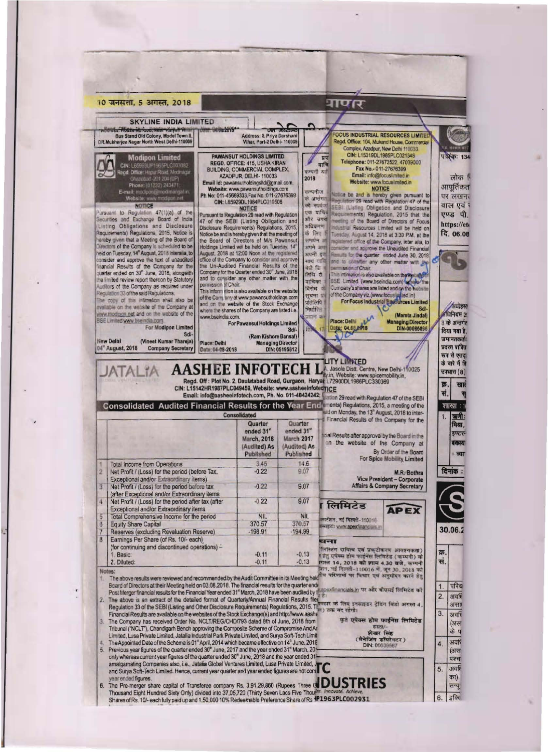10 जनसत्ता, 5 अगस्त, 2018

## SKYLINE INDIA LIMITED

Bus Stand Old Colony, Model Town II, DR.Mukherjee Nagar North West Delhi-110009

Address: 8, Priya Darshani Vihar, Part-2 Delhi- 110009

## Modipon Limited

CIN: L65993UP1965PLC003082
Regd. Office: Hapur Road, Modinagar, Ghaziabad-201 204 (UP)
Phone: (01232) 243471
E-mail: modipon@modimangal.in
Website: www.modipon.net

**NOTICE**

Pursuant to Regulation 47(1)(a) of the Securities and Exchange Board of India (Listing Obligations and Disclosure Requirements) Regulations, 2015, Notice is hereby given that a Meeting of the Board of Directors of the Company is scheduled to be held on Tuesday, 14th August, 2018 interalia, to consider and approve the text of unaudited financial Results of the Company for the quarter ended on 30th June, 2018, alongwith the limited review report thereon by Statutory Auditors of the Company as required under Regulation 33 of the said Regulations.

The copy of this intimation shall also be available on the website of the Company at www.modipon.net and on the website of the BSE Limited www.bseindia.com.

For Modipon Limited
Sd/-
(Vineet Kumar Thareja)
Company Secretary

New Delhi
04th August, 2018

## PAWANSUT HOLDINGS LIMITED

REGD. OFFICE: 415, USHA KIRAN BUILDING, COMMERCIAL COMPLEX, AZADPUR, DELHI- 110033
Email id: pawansutholdingsltd@gmail.com,
Website: www.pawansutholdings.com
Ph No: 011-45689333,Fax No.:011-27676399
CIN: L65929DL1984PLC019506

**NOTICE**

Pursuant to Regulation 29 read with Regulation 47 of the SEBI (Listing Obligation and Disclosure Requirements) Regulations, 2015, Notice be and is hereby given that the meeting of the Board of Directors of M/s Pawansut Holdings Limited will be held on Tuesday, 14th August, 2018 at 12:00 Noon at the registered office of the Company to consider and approve the Un-Audited Financial Results of the Company for the Quarter ended 30th June, 2018 and to consider any other matter with the permission of Chair.

This information is also available on the website of the Company at www.pawansutholdings.com and on the website of the Stock Exchange where the shares of the Company are listed i.e. www.bseindia.com.

For Pawansut Holdings Limited
Sd/-
(Ram Kishore Bansal)
Managing Director
DIN: 05195812

Place: Delhi
Date: 04-08-2018

## FOCUS INDUSTRIAL RESOURCES LIMITED

Regd. Office: 104, Mukand House, Commercial Complex, Azadpur, New Delhi 110033
CIN: L15319DL1985PLC021348
Telephone: 011-27673522, 47039000
Fax No.- 011-27676399
Email: info@focuslimited.in
Website: www.focuslimited.in

**NOTICE**

Notice be and is hereby given pursuant to Regulation 29 read with Regulation 47 of the SEBI (Listing Obligation and Disclosure Requirements) Regulation, 2015 that the meeting of the Board of Directors of Focus Industrial Resources Limited will be held on Tuesday, August 14, 2018 at 3:30 P.M. at the registered office of the Company, inter alia, to consider and approve the Unaudited Financial Results for the quarter ended June 30, 2018 and to consider any other matter with the permission of Chair.

This intimation is also available on the website of BSE Limited (www.bseindia.com) where the Company's shares are listed and on the website of the Company viz.(www.focuslimited.in)

For Focus Industrial Resources Limited
Sd/-
(Mamta Jindal)
Managing Director
DIN-00085096

Place: Delhi
Date: 04.08.2018

## AASHEE INFOTECH L

Regd. Off : Plot No. 2, Daulatabad Road, Gurgaon, Harya
CIN: L15142HR1987PLC049459, Website: www.aasheeinfotech.com
Email: info@aasheeinfotech.com, Ph. No. 011-40424242

### Consolidated Audited Financial Results for the Year End

| | | Consolidated | |
|---|---|---|---|
| | | Quarter ended 31st March, 2018 (Audited) As Published | Quarter ended 31st March 2017 (Audited) As Published |
| 1 | Total income from Operations | 3.45 | 14.6 |
| 2 | Net Profit / (Loss) for the period (before Tax, Exceptional and/or Extraordinary items) | -0.22 | 9.07 |
| 3 | Net Profit / (Loss) for the period before tax (after Exceptional and/or Extraordinary items | -0.22 | 9.07 |
| 4 | Net Profit / (Loss) for the period after tax (after Exceptional and/or Extraordinary items | -0.22 | 9.07 |
| 5 | Total Comprehensive Income for the period | NIL | NIL |
| 6 | Equity Share Capital | 370.57 | 370.57 |
| 7 | Reserves (excluding Revaluation Reserve) | -198.91 | -194.99 |
| 8 | Earnings Per Share (of Rs. 10/- each) (for continuing and discontinued operations) - | | |
| | 1. Basic: | -0.11 | -0.13 |
| | 2. Diluted: | -0.11 | -0.13 |

Notes:

1. The above results were reviewed and recommended by the Audit Committee in its Meeting held Board of Directors at their Meeting held on 03.08.2018. The financial results for the quarter end Post Merger financial results for the Financial Year ended 31st March, 2018 have been audited by t
2. The above is an extract of the detailed format of Quarterly/Annual Financial Results filed Regulation 33 of the SEBI (Listing and Other Disclosure Requirements) Regulations, 2015. T Financial Results are available on the websites of the Stock Exchange(s) and http://www.aashe
3. The Company has received Order No. NCLT/REG/CHD/793 dated 8th of June, 2018 from Tribunal ("NCLT"), Chandigarh Bench approving the Composite Scheme of Compromise And Ar Limited, Lusa Private Limited, Jatalia Industrial Park Private Limited, and Surya Soft-Tech Limit
4. The Appointed Date of the Schema is 01st April, 2014 which became effective on 14th June, 2018
5. Previous year figures of the quarter ended 30th June, 2017 and the year ended 31st March, 20 only whereas current year figures of the quarter ended 30th June, 2018 and the year ended 31 amalgamating Companies also, i.e., Jatalia Global Ventures Limited, Lusa Private Limited, and Surya Soft-Tech Limited. Hence, current year quarter and year ended figures are not com year ended figures.
6. The Pre-merger share capital of Transferee company Rs. 3,91,29,880 (Rupees Three Thousand Eight Hundred Sixty Only) divided into 37,05,720 (Thirty Seven Lacs Five Thou Shares of Rs. 10/- each fully paid up and 1,50,000 10% Redeemable Preference Share of Rs

## ...LITY LIMITED

A, Jasola Distt. Centre, New Delhi-110025
ty.in, Website: www.spicemobility.in,
L72900DL1986PLC330369

TICE

ation 29 read with Regulation 47 of the SEBI ments) Regulations, 2015, a meeting of the eld on Monday, the 13th August, 2018 to inter- Financial Results of the Company for the

cial Results after approval by the Board in the on the website of the Company at

By Order of the Board
For Spice Mobility Limited

M.R. Bothra
Vice President – Corporate Affairs & Company Secretary

## लिमिटेड APEX

स्टेशन, नई दिल्ली-110016
साइट: www.apexfinancials.in

सूचना

लिस्टिंग दायित्व एवं प्रकटीकरण आवश्यकता) हेतु एपेक्स होम फाईनेंस लिमिटेड (कम्पनी) के गस्त 14, 2018 को शाम 4.30 बजे, कम्पनी शन, नई दिल्ली-110016 में, जून 30, 2018 को परिणामों पर विचार एवं अनुमोदन करने हेतु

apexfinancials.in पर और बीएसई लिमिटेड की

सायकर के लिए इनसाइडर ट्रेडिंग विंडो अगस्त 4, ) तक बंद रहेगी।

कृते एपेक्स होम फाईनेंस लिमिटेड
हस्ता/-
शेखर सिंह
(मैनेजिंग डॉयरेक्टर)
DIN: 00039567

## ...TC INDUSTRIES

Inspire. Innovate. Achieve.
...P1963PLC002931